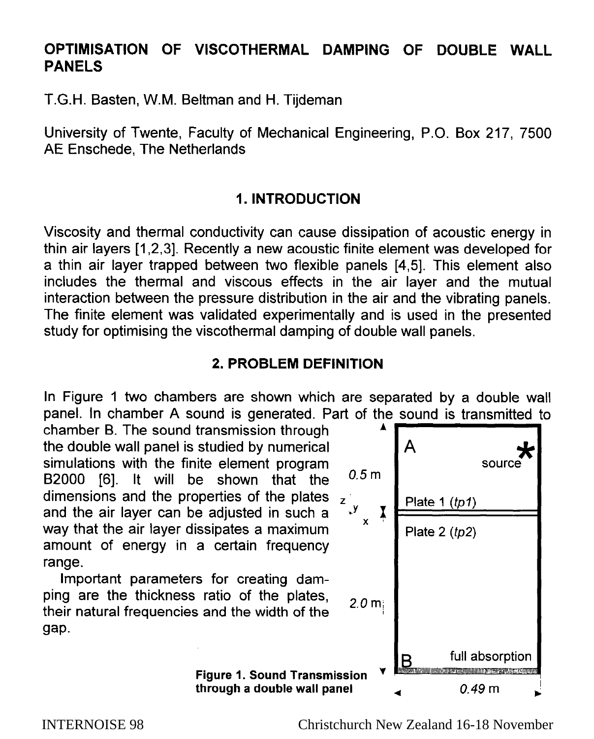# OPTIMISATION OF VISCOTHERMAL DAMPING OF DOUBLE WALL PANELS

T.G.H. Basten, W.M. Beltman and H. Tijdeman

University of Twente, Faculty of Mechanical Engineering, P.O. Box 217, 7500 AE Enschede, The Netherlands

## 1. INTRODUCTION

Viscosity and thermal conductivity can cause dissipation of acoustic energy in thin air layers [1,2,3]. Recently a new acoustic finite element was developed for a thin air layer trapped between two flexible panels [4,5]. This element also includes the thermal and viscous effects in the air layer and the mutual interaction between the pressure distribution in the air and the vibrating panels. The finite element was validated experimentally and is used in the presented study for optimising the viscothermal damping of double wall panels.

## 2. PROBLEM DEFINITION

In Figure 1 two chambers are shown which are separated by a double wall panel. In chamber A sound is generated. Part of the sound is transmitted to chamber B. The sound transmission through the double wall panel is studied by numerical simulations with the finite element program B2000 [6]. It will be shown that the dimensions and the properties of the plates and the air layer can be adjusted in such a way that the air layer dissipates a maximum amount of energy in a certain frequency range.

Important parameters for creating damping are the thickness ratio of the plates, their natural frequencies and the width of the gap.

A, source, Plate 1 (*tp1*), Plate 2 (*tp2*), B, full absorption, 0.5 m, 2.0 m, 0.49 m

**Figure 1. Sound Transmission through a double wall panel**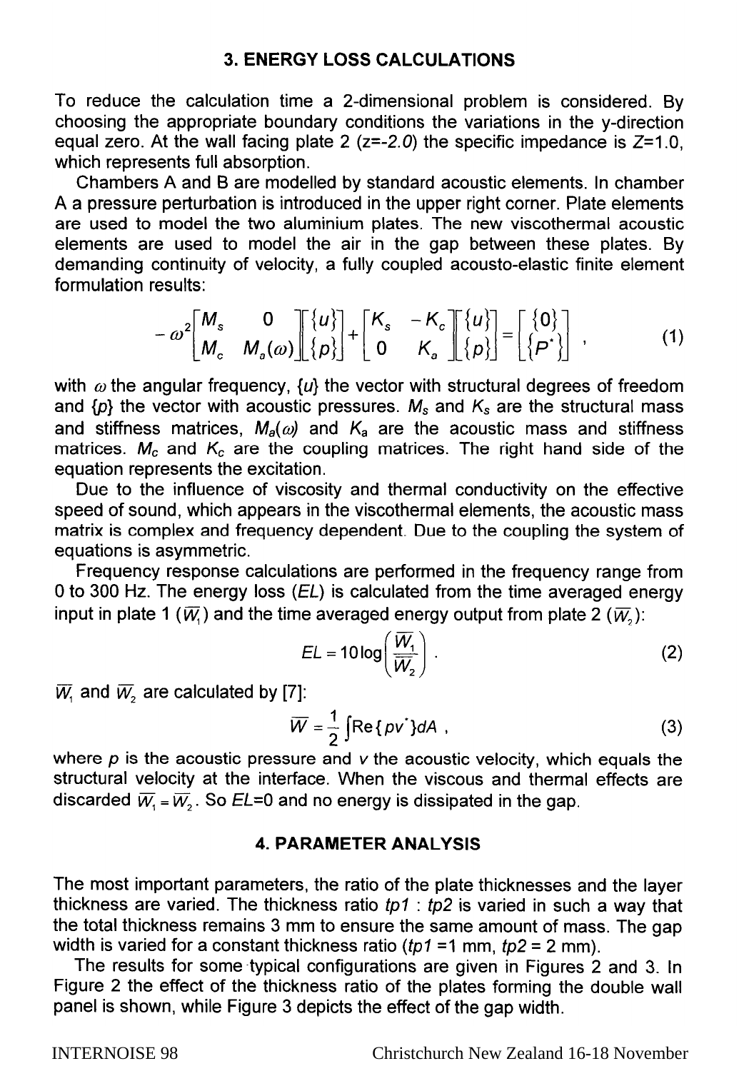## 3. ENERGY LOSS CALCULATIONS

To reduce the calculation time a 2-dimensional problem is considered. By choosing the appropriate boundary conditions the variations in the y-direction equal zero. At the wall facing plate 2 (*z=-2.0*) the specific impedance is *Z*=1.0, which represents full absorption.

Chambers A and B are modelled by standard acoustic elements. In chamber A a pressure perturbation is introduced in the upper right corner. Plate elements are used to model the two aluminium plates. The new viscothermal acoustic elements are used to model the air in the gap between these plates. By demanding continuity of velocity, a fully coupled acousto-elastic finite element formulation results:

$$-\omega^2\begin{bmatrix} M_s & 0 \\ M_c & M_a(\omega) \end{bmatrix}\begin{bmatrix} \{u\} \\ \{p\} \end{bmatrix} + \begin{bmatrix} K_s & -K_c \\ 0 & K_a \end{bmatrix}\begin{bmatrix} \{u\} \\ \{p\} \end{bmatrix} = \begin{bmatrix} \{0\} \\ \{P^{*}\} \end{bmatrix} , \tag{1}$$

with $\omega$ the angular frequency, $\{u\}$ the vector with structural degrees of freedom and $\{p\}$ the vector with acoustic pressures. $M_s$ and $K_s$ are the structural mass and stiffness matrices, $M_a(\omega)$ and $K_a$ are the acoustic mass and stiffness matrices. $M_c$ and $K_c$ are the coupling matrices. The right hand side of the equation represents the excitation.

Due to the influence of viscosity and thermal conductivity on the effective speed of sound, which appears in the viscothermal elements, the acoustic mass matrix is complex and frequency dependent. Due to the coupling the system of equations is asymmetric.

Frequency response calculations are performed in the frequency range from 0 to 300 Hz. The energy loss (*EL*) is calculated from the time averaged energy input in plate 1 ($\overline{W}_1$) and the time averaged energy output from plate 2 ($\overline{W}_2$):

$$EL = 10\log\left(\frac{\overline{W}_1}{\overline{W}_2}\right) . \tag{2}$$

$\overline{W}_1$ and $\overline{W}_2$ are calculated by [7]:

$$\overline{W} = \frac{1}{2}\int \mathrm{Re}\{pv^{*}\}dA , \tag{3}$$

where $p$ is the acoustic pressure and $v$ the acoustic velocity, which equals the structural velocity at the interface. When the viscous and thermal effects are discarded $\overline{W}_1 = \overline{W}_2$. So *EL*=0 and no energy is dissipated in the gap.

## 4. PARAMETER ANALYSIS

The most important parameters, the ratio of the plate thicknesses and the layer thickness are varied. The thickness ratio *tp1* : *tp2* is varied in such a way that the total thickness remains 3 mm to ensure the same amount of mass. The gap width is varied for a constant thickness ratio (*tp1* =1 mm, *tp2* = 2 mm).

The results for some typical configurations are given in Figures 2 and 3. In Figure 2 the effect of the thickness ratio of the plates forming the double wall panel is shown, while Figure 3 depicts the effect of the gap width.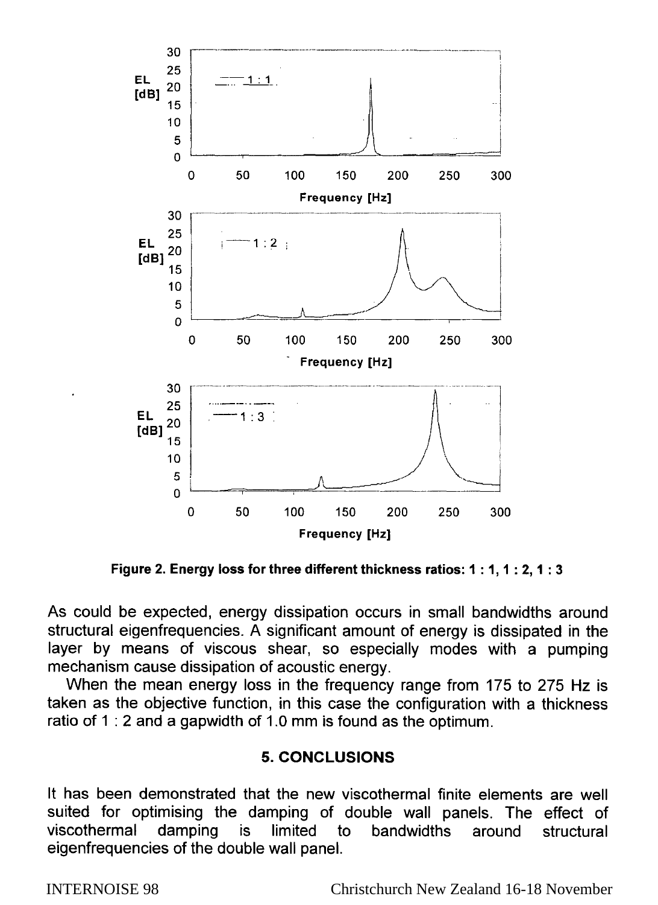Figure 2. Energy loss for three different thickness ratios: 1 : 1, 1 : 2, 1 : 3

As could be expected, energy dissipation occurs in small bandwidths around structural eigenfrequencies. A significant amount of energy is dissipated in the layer by means of viscous shear, so especially modes with a pumping mechanism cause dissipation of acoustic energy.

When the mean energy loss in the frequency range from 175 to 275 Hz is taken as the objective function, in this case the configuration with a thickness ratio of 1 : 2 and a gapwidth of 1.0 mm is found as the optimum.

## 5. CONCLUSIONS

It has been demonstrated that the new viscothermal finite elements are well suited for optimising the damping of double wall panels. The effect of viscothermal damping is limited to bandwidths around structural eigenfrequencies of the double wall panel.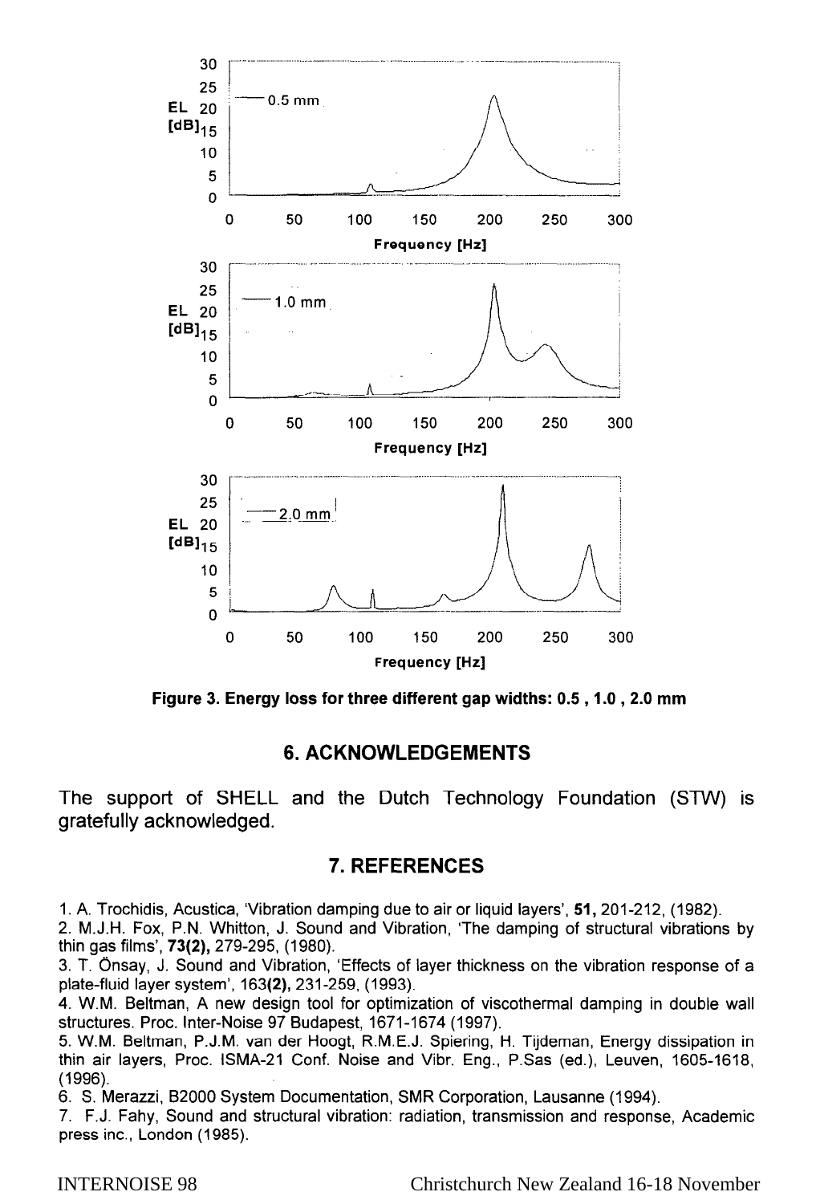30
25
EL 20
[dB] 15
10
5
0
— 0.5 mm
0 50 100 150 200 250 300
Frequency [Hz]

30
25
EL 20
[dB] 15
10
5
0
— 1.0 mm
0 50 100 150 200 250 300
Frequency [Hz]

30
25
EL 20
[dB] 15
10
5
0
— 2.0 mm
0 50 100 150 200 250 300
Frequency [Hz]

**Figure 3. Energy loss for three different gap widths: 0.5 , 1.0 , 2.0 mm**

## 6. ACKNOWLEDGEMENTS

The support of SHELL and the Dutch Technology Foundation (STW) is gratefully acknowledged.

## 7. REFERENCES

1. A. Trochidis, Acustica, 'Vibration damping due to air or liquid layers', **51,** 201-212, (1982).
2. M.J.H. Fox, P.N. Whitton, J. Sound and Vibration, 'The damping of structural vibrations by thin gas films', **73(2),** 279-295, (1980).
3. T. Önsay, J. Sound and Vibration, 'Effects of layer thickness on the vibration response of a plate-fluid layer system', 163**(2)**, 231-259, (1993).
4. W.M. Beltman, A new design tool for optimization of viscothermal damping in double wall structures. Proc. Inter-Noise 97 Budapest, 1671-1674 (1997).
5. W.M. Beltman, P.J.M. van der Hoogt, R.M.E.J. Spiering, H. Tijdeman, Energy dissipation in thin air layers, Proc. ISMA-21 Conf. Noise and Vibr. Eng., P.Sas (ed.), Leuven, 1605-1618, (1996).
6. S. Merazzi, B2000 System Documentation, SMR Corporation, Lausanne (1994).
7. F.J. Fahy, Sound and structural vibration: radiation, transmission and response, Academic press inc., London (1985).